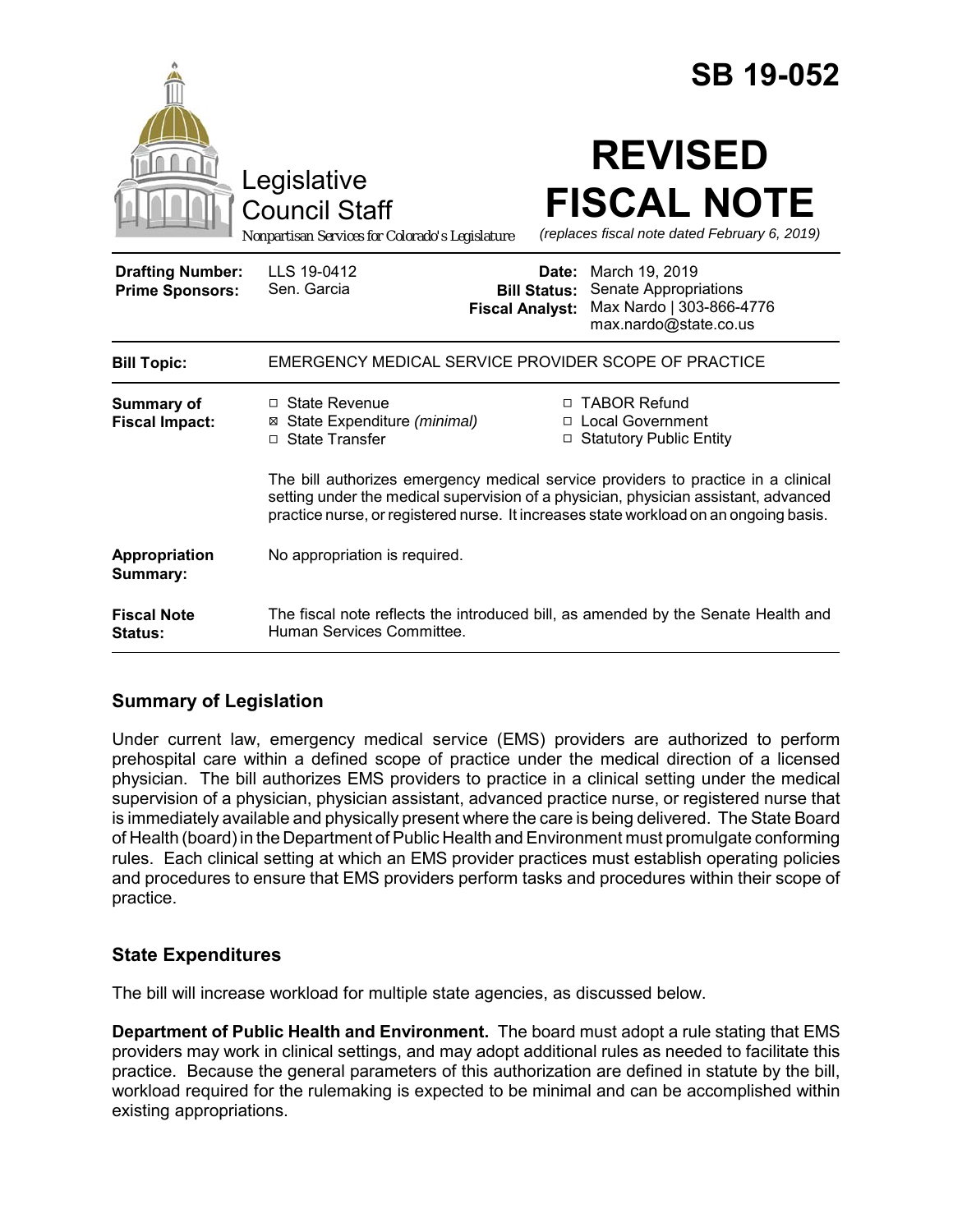# SB 19-052

Legislative Council Staff

*Nonpartisan Services for Colorado's Legislature*

# REVISED FISCAL NOTE

*(replaces fiscal note dated February 6, 2019)*

| | | | |
|---|---|---|---|
| **Drafting Number:** | LLS 19-0412 | **Date:** | March 19, 2019 |
| **Prime Sponsors:** | Sen. Garcia | **Bill Status:** | Senate Appropriations |
| | | **Fiscal Analyst:** | Max Nardo \| 303-866-4776 max.nardo@state.co.us |

| | |
|---|---|
| **Bill Topic:** | EMERGENCY MEDICAL SERVICE PROVIDER SCOPE OF PRACTICE |
| **Summary of Fiscal Impact:** | ☐ State Revenue ☒ State Expenditure *(minimal)* ☐ State Transfer ☐ TABOR Refund ☐ Local Government ☐ Statutory Public Entity<br><br>The bill authorizes emergency medical service providers to practice in a clinical setting under the medical supervision of a physician, physician assistant, advanced practice nurse, or registered nurse. It increases state workload on an ongoing basis. |
| **Appropriation Summary:** | No appropriation is required. |
| **Fiscal Note Status:** | The fiscal note reflects the introduced bill, as amended by the Senate Health and Human Services Committee. |

## Summary of Legislation

Under current law, emergency medical service (EMS) providers are authorized to perform prehospital care within a defined scope of practice under the medical direction of a licensed physician. The bill authorizes EMS providers to practice in a clinical setting under the medical supervision of a physician, physician assistant, advanced practice nurse, or registered nurse that is immediately available and physically present where the care is being delivered. The State Board of Health (board) in the Department of Public Health and Environment must promulgate conforming rules. Each clinical setting at which an EMS provider practices must establish operating policies and procedures to ensure that EMS providers perform tasks and procedures within their scope of practice.

## State Expenditures

The bill will increase workload for multiple state agencies, as discussed below.

**Department of Public Health and Environment.** The board must adopt a rule stating that EMS providers may work in clinical settings, and may adopt additional rules as needed to facilitate this practice. Because the general parameters of this authorization are defined in statute by the bill, workload required for the rulemaking is expected to be minimal and can be accomplished within existing appropriations.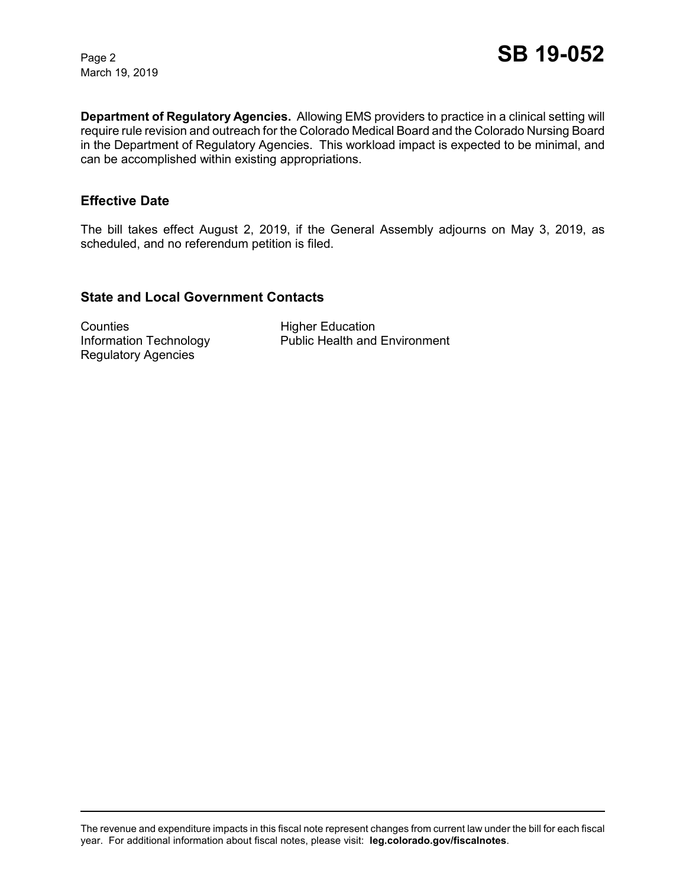**Department of Regulatory Agencies.** Allowing EMS providers to practice in a clinical setting will require rule revision and outreach for the Colorado Medical Board and the Colorado Nursing Board in the Department of Regulatory Agencies. This workload impact is expected to be minimal, and can be accomplished within existing appropriations.

## Effective Date

The bill takes effect August 2, 2019, if the General Assembly adjourns on May 3, 2019, as scheduled, and no referendum petition is filed.

## State and Local Government Contacts

Counties
Higher Education
Information Technology
Public Health and Environment
Regulatory Agencies

---

The revenue and expenditure impacts in this fiscal note represent changes from current law under the bill for each fiscal year. For additional information about fiscal notes, please visit: **leg.colorado.gov/fiscalnotes**.